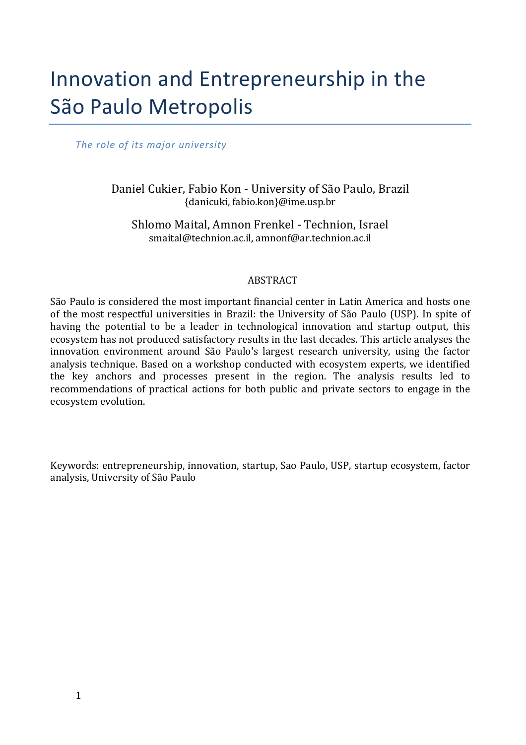# Innovation and Entrepreneurship in the São Paulo Metropolis

*The role of its major university*

Daniel Cukier, Fabio Kon - University of São Paulo, Brazil
{danicuki, fabio.kon}@ime.usp.br

Shlomo Maital, Amnon Frenkel - Technion, Israel
smaital@technion.ac.il, amnonf@ar.technion.ac.il

## ABSTRACT

São Paulo is considered the most important financial center in Latin America and hosts one of the most respectful universities in Brazil: the University of São Paulo (USP). In spite of having the potential to be a leader in technological innovation and startup output, this ecosystem has not produced satisfactory results in the last decades. This article analyses the innovation environment around São Paulo's largest research university, using the factor analysis technique. Based on a workshop conducted with ecosystem experts, we identified the key anchors and processes present in the region. The analysis results led to recommendations of practical actions for both public and private sectors to engage in the ecosystem evolution.

Keywords: entrepreneurship, innovation, startup, Sao Paulo, USP, startup ecosystem, factor analysis, University of São Paulo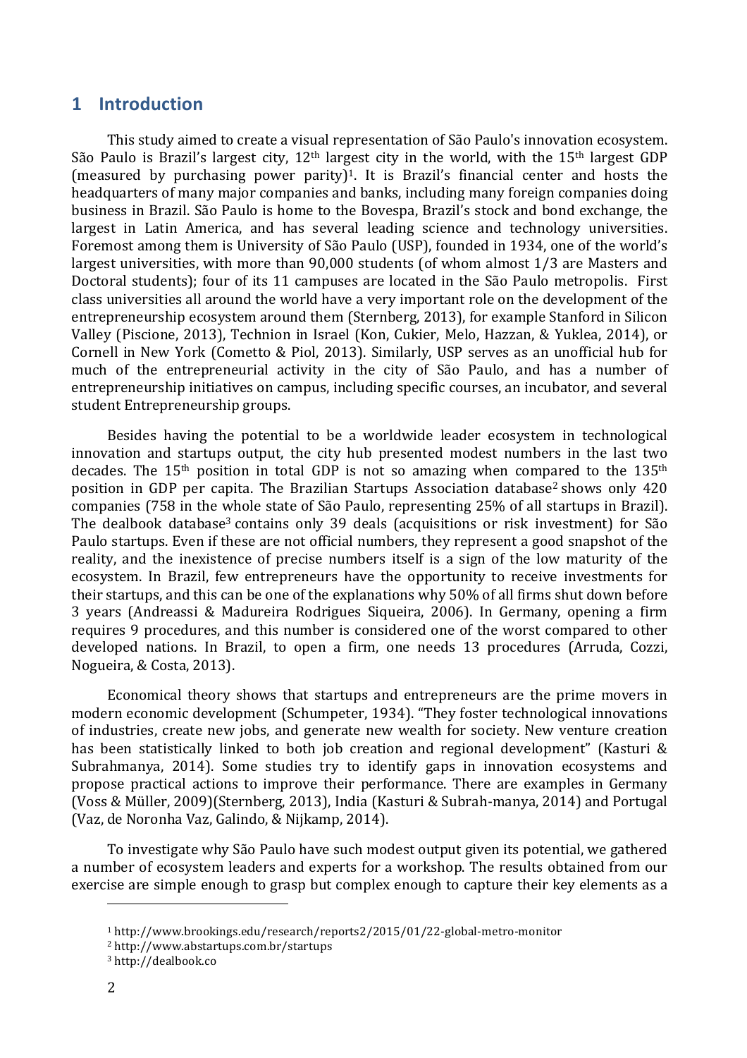# 1 Introduction

This study aimed to create a visual representation of São Paulo's innovation ecosystem. São Paulo is Brazil's largest city, 12th largest city in the world, with the 15th largest GDP (measured by purchasing power parity)[1]. It is Brazil's financial center and hosts the headquarters of many major companies and banks, including many foreign companies doing business in Brazil. São Paulo is home to the Bovespa, Brazil's stock and bond exchange, the largest in Latin America, and has several leading science and technology universities. Foremost among them is University of São Paulo (USP), founded in 1934, one of the world's largest universities, with more than 90,000 students (of whom almost 1/3 are Masters and Doctoral students); four of its 11 campuses are located in the São Paulo metropolis. First class universities all around the world have a very important role on the development of the entrepreneurship ecosystem around them (Sternberg, 2013), for example Stanford in Silicon Valley (Piscione, 2013), Technion in Israel (Kon, Cukier, Melo, Hazzan, & Yuklea, 2014), or Cornell in New York (Cometto & Piol, 2013). Similarly, USP serves as an unofficial hub for much of the entrepreneurial activity in the city of São Paulo, and has a number of entrepreneurship initiatives on campus, including specific courses, an incubator, and several student Entrepreneurship groups.

Besides having the potential to be a worldwide leader ecosystem in technological innovation and startups output, the city hub presented modest numbers in the last two decades. The 15th position in total GDP is not so amazing when compared to the 135th position in GDP per capita. The Brazilian Startups Association database[2] shows only 420 companies (758 in the whole state of São Paulo, representing 25% of all startups in Brazil). The dealbook database[3] contains only 39 deals (acquisitions or risk investment) for São Paulo startups. Even if these are not official numbers, they represent a good snapshot of the reality, and the inexistence of precise numbers itself is a sign of the low maturity of the ecosystem. In Brazil, few entrepreneurs have the opportunity to receive investments for their startups, and this can be one of the explanations why 50% of all firms shut down before 3 years (Andreassi & Madureira Rodrigues Siqueira, 2006). In Germany, opening a firm requires 9 procedures, and this number is considered one of the worst compared to other developed nations. In Brazil, to open a firm, one needs 13 procedures (Arruda, Cozzi, Nogueira, & Costa, 2013).

Economical theory shows that startups and entrepreneurs are the prime movers in modern economic development (Schumpeter, 1934). "They foster technological innovations of industries, create new jobs, and generate new wealth for society. New venture creation has been statistically linked to both job creation and regional development" (Kasturi & Subrahmanya, 2014). Some studies try to identify gaps in innovation ecosystems and propose practical actions to improve their performance. There are examples in Germany (Voss & Müller, 2009)(Sternberg, 2013), India (Kasturi & Subrah-manya, 2014) and Portugal (Vaz, de Noronha Vaz, Galindo, & Nijkamp, 2014).

To investigate why São Paulo have such modest output given its potential, we gathered a number of ecosystem leaders and experts for a workshop. The results obtained from our exercise are simple enough to grasp but complex enough to capture their key elements as a

[1] http://www.brookings.edu/research/reports2/2015/01/22-global-metro-monitor

[2] http://www.abstartups.com.br/startups

[3] http://dealbook.co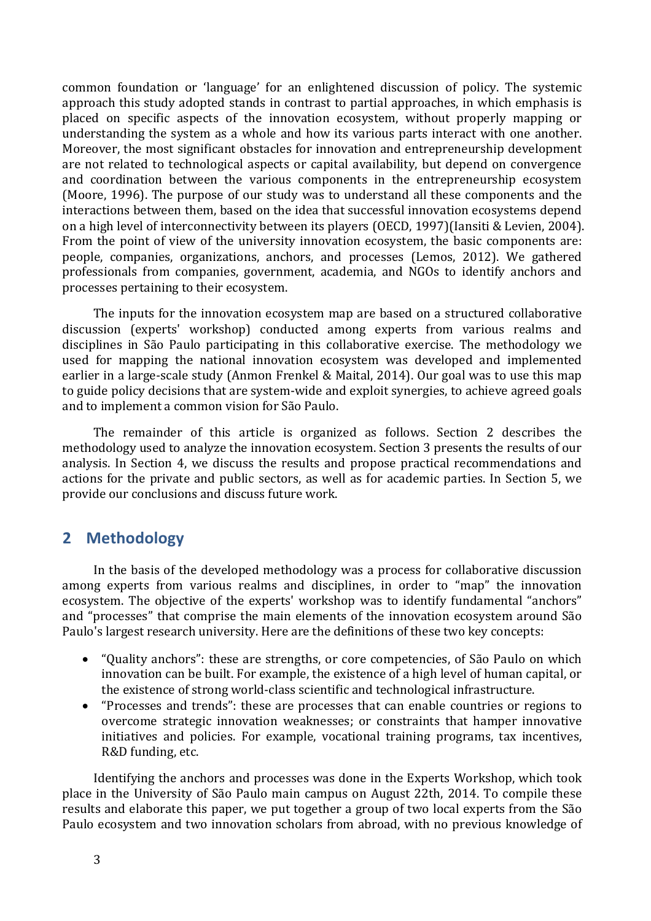common foundation or 'language' for an enlightened discussion of policy. The systemic approach this study adopted stands in contrast to partial approaches, in which emphasis is placed on specific aspects of the innovation ecosystem, without properly mapping or understanding the system as a whole and how its various parts interact with one another. Moreover, the most significant obstacles for innovation and entrepreneurship development are not related to technological aspects or capital availability, but depend on convergence and coordination between the various components in the entrepreneurship ecosystem (Moore, 1996). The purpose of our study was to understand all these components and the interactions between them, based on the idea that successful innovation ecosystems depend on a high level of interconnectivity between its players (OECD, 1997)(Iansiti & Levien, 2004). From the point of view of the university innovation ecosystem, the basic components are: people, companies, organizations, anchors, and processes (Lemos, 2012). We gathered professionals from companies, government, academia, and NGOs to identify anchors and processes pertaining to their ecosystem.

The inputs for the innovation ecosystem map are based on a structured collaborative discussion (experts' workshop) conducted among experts from various realms and disciplines in São Paulo participating in this collaborative exercise. The methodology we used for mapping the national innovation ecosystem was developed and implemented earlier in a large-scale study (Anmon Frenkel & Maital, 2014). Our goal was to use this map to guide policy decisions that are system-wide and exploit synergies, to achieve agreed goals and to implement a common vision for São Paulo.

The remainder of this article is organized as follows. Section 2 describes the methodology used to analyze the innovation ecosystem. Section 3 presents the results of our analysis. In Section 4, we discuss the results and propose practical recommendations and actions for the private and public sectors, as well as for academic parties. In Section 5, we provide our conclusions and discuss future work.

## 2 Methodology

In the basis of the developed methodology was a process for collaborative discussion among experts from various realms and disciplines, in order to "map" the innovation ecosystem. The objective of the experts' workshop was to identify fundamental "anchors" and "processes" that comprise the main elements of the innovation ecosystem around São Paulo's largest research university. Here are the definitions of these two key concepts:

- "Quality anchors": these are strengths, or core competencies, of São Paulo on which innovation can be built. For example, the existence of a high level of human capital, or the existence of strong world-class scientific and technological infrastructure.
- "Processes and trends": these are processes that can enable countries or regions to overcome strategic innovation weaknesses; or constraints that hamper innovative initiatives and policies. For example, vocational training programs, tax incentives, R&D funding, etc.

Identifying the anchors and processes was done in the Experts Workshop, which took place in the University of São Paulo main campus on August 22th, 2014. To compile these results and elaborate this paper, we put together a group of two local experts from the São Paulo ecosystem and two innovation scholars from abroad, with no previous knowledge of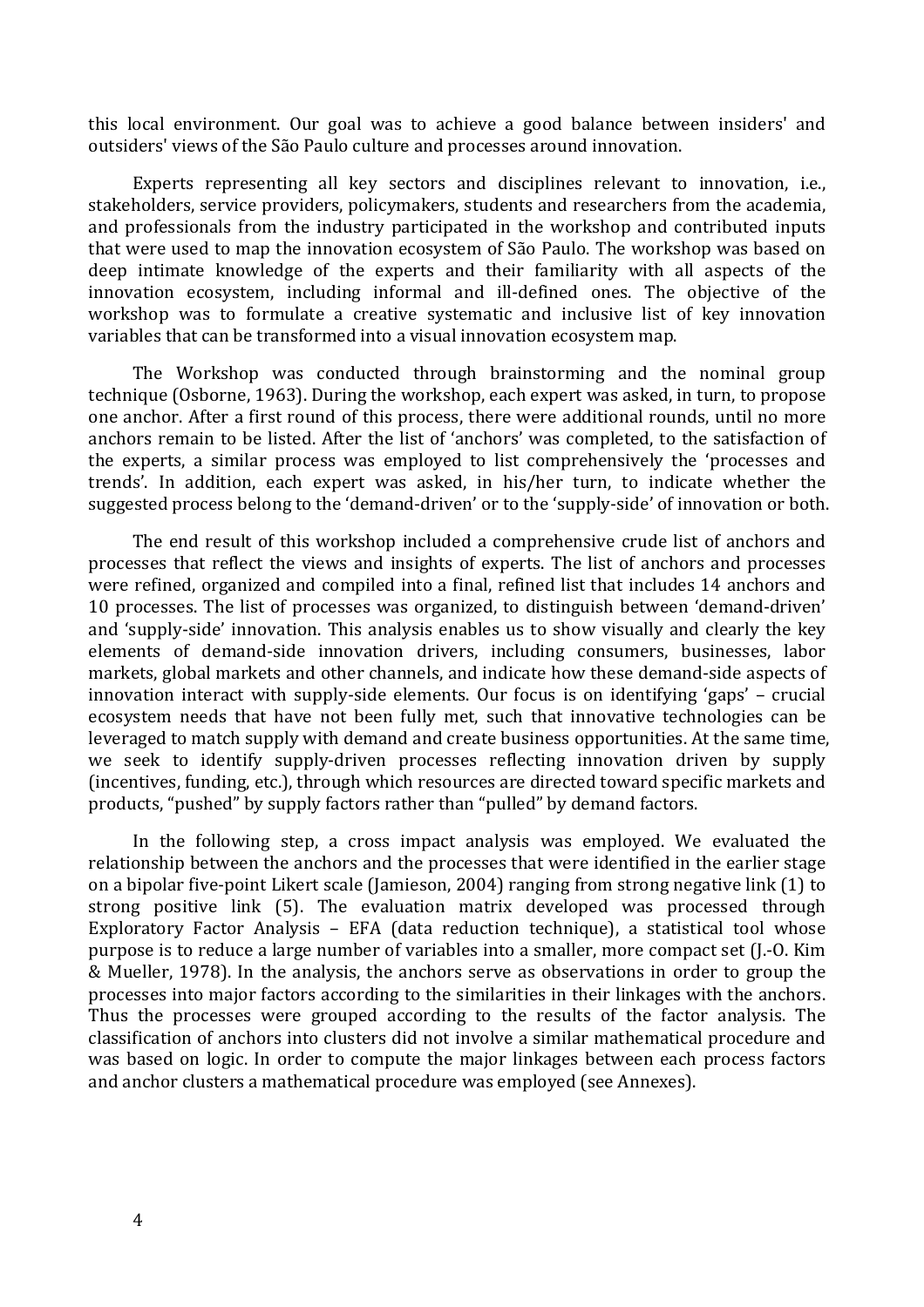this local environment. Our goal was to achieve a good balance between insiders' and outsiders' views of the São Paulo culture and processes around innovation.

Experts representing all key sectors and disciplines relevant to innovation, i.e., stakeholders, service providers, policymakers, students and researchers from the academia, and professionals from the industry participated in the workshop and contributed inputs that were used to map the innovation ecosystem of São Paulo. The workshop was based on deep intimate knowledge of the experts and their familiarity with all aspects of the innovation ecosystem, including informal and ill-defined ones. The objective of the workshop was to formulate a creative systematic and inclusive list of key innovation variables that can be transformed into a visual innovation ecosystem map.

The Workshop was conducted through brainstorming and the nominal group technique (Osborne, 1963). During the workshop, each expert was asked, in turn, to propose one anchor. After a first round of this process, there were additional rounds, until no more anchors remain to be listed. After the list of 'anchors' was completed, to the satisfaction of the experts, a similar process was employed to list comprehensively the 'processes and trends'. In addition, each expert was asked, in his/her turn, to indicate whether the suggested process belong to the 'demand-driven' or to the 'supply-side' of innovation or both.

The end result of this workshop included a comprehensive crude list of anchors and processes that reflect the views and insights of experts. The list of anchors and processes were refined, organized and compiled into a final, refined list that includes 14 anchors and 10 processes. The list of processes was organized, to distinguish between 'demand-driven' and 'supply-side' innovation. This analysis enables us to show visually and clearly the key elements of demand-side innovation drivers, including consumers, businesses, labor markets, global markets and other channels, and indicate how these demand-side aspects of innovation interact with supply-side elements. Our focus is on identifying 'gaps' – crucial ecosystem needs that have not been fully met, such that innovative technologies can be leveraged to match supply with demand and create business opportunities. At the same time, we seek to identify supply-driven processes reflecting innovation driven by supply (incentives, funding, etc.), through which resources are directed toward specific markets and products, "pushed" by supply factors rather than "pulled" by demand factors.

In the following step, a cross impact analysis was employed. We evaluated the relationship between the anchors and the processes that were identified in the earlier stage on a bipolar five-point Likert scale (Jamieson, 2004) ranging from strong negative link (1) to strong positive link (5). The evaluation matrix developed was processed through Exploratory Factor Analysis – EFA (data reduction technique), a statistical tool whose purpose is to reduce a large number of variables into a smaller, more compact set (J.-O. Kim & Mueller, 1978). In the analysis, the anchors serve as observations in order to group the processes into major factors according to the similarities in their linkages with the anchors. Thus the processes were grouped according to the results of the factor analysis. The classification of anchors into clusters did not involve a similar mathematical procedure and was based on logic. In order to compute the major linkages between each process factors and anchor clusters a mathematical procedure was employed (see Annexes).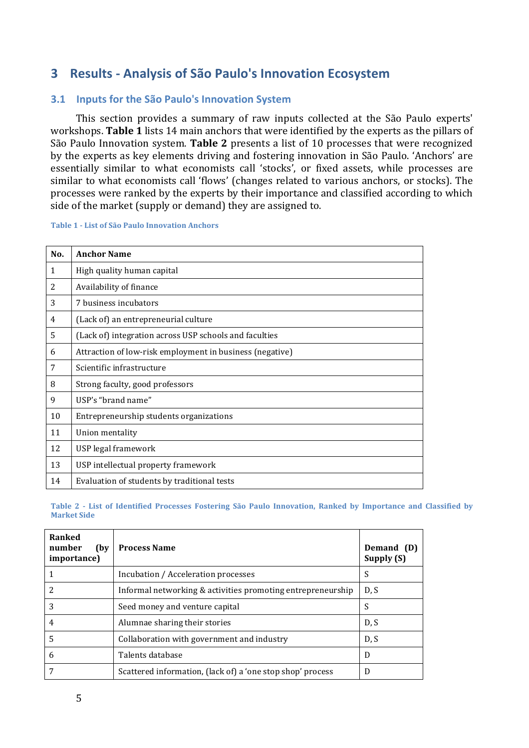# 3 Results - Analysis of São Paulo's Innovation Ecosystem

## 3.1 Inputs for the São Paulo's Innovation System

This section provides a summary of raw inputs collected at the São Paulo experts' workshops. **Table 1** lists 14 main anchors that were identified by the experts as the pillars of São Paulo Innovation system. **Table 2** presents a list of 10 processes that were recognized by the experts as key elements driving and fostering innovation in São Paulo. 'Anchors' are essentially similar to what economists call 'stocks', or fixed assets, while processes are similar to what economists call 'flows' (changes related to various anchors, or stocks). The processes were ranked by the experts by their importance and classified according to which side of the market (supply or demand) they are assigned to.

Table 1 - List of São Paulo Innovation Anchors

| No. | Anchor Name |
|---|---|
| 1 | High quality human capital |
| 2 | Availability of finance |
| 3 | 7 business incubators |
| 4 | (Lack of) an entrepreneurial culture |
| 5 | (Lack of) integration across USP schools and faculties |
| 6 | Attraction of low-risk employment in business (negative) |
| 7 | Scientific infrastructure |
| 8 | Strong faculty, good professors |
| 9 | USP's "brand name" |
| 10 | Entrepreneurship students organizations |
| 11 | Union mentality |
| 12 | USP legal framework |
| 13 | USP intellectual property framework |
| 14 | Evaluation of students by traditional tests |

Table 2 - List of Identified Processes Fostering São Paulo Innovation, Ranked by Importance and Classified by Market Side

| Ranked number (by importance) | Process Name | Demand (D) Supply (S) |
|---|---|---|
| 1 | Incubation / Acceleration processes | S |
| 2 | Informal networking & activities promoting entrepreneurship | D, S |
| 3 | Seed money and venture capital | S |
| 4 | Alumnae sharing their stories | D, S |
| 5 | Collaboration with government and industry | D, S |
| 6 | Talents database | D |
| 7 | Scattered information, (lack of) a 'one stop shop' process | D |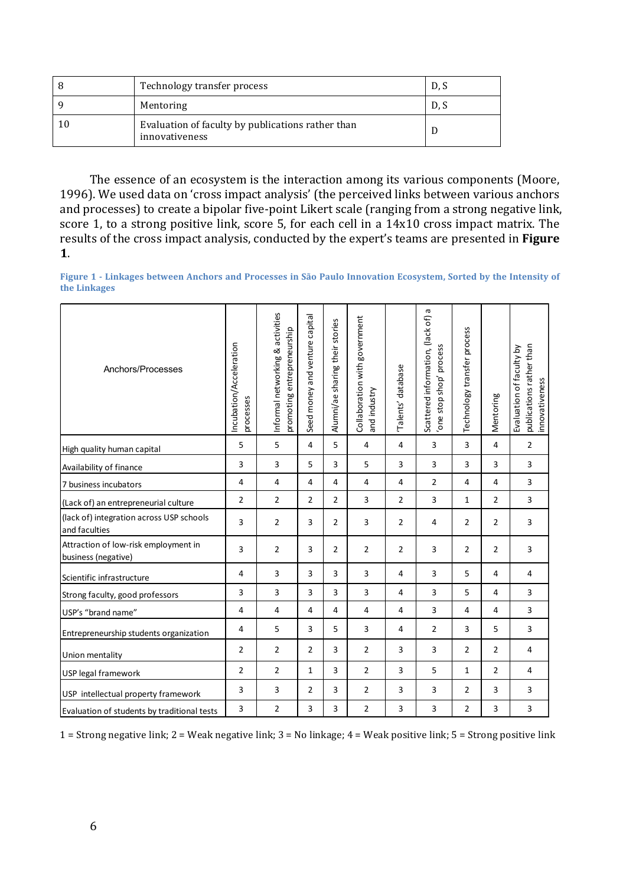| 8 | Technology transfer process | D, S |
|---|---|---|
| 9 | Mentoring | D, S |
| 10 | Evaluation of faculty by publications rather than innovativeness | D |

The essence of an ecosystem is the interaction among its various components (Moore, 1996). We used data on 'cross impact analysis' (the perceived links between various anchors and processes) to create a bipolar five-point Likert scale (ranging from a strong negative link, score 1, to a strong positive link, score 5, for each cell in a 14x10 cross impact matrix. The results of the cross impact analysis, conducted by the expert's teams are presented in **Figure 1**.

**Figure 1 - Linkages between Anchors and Processes in São Paulo Innovation Ecosystem, Sorted by the Intensity of the Linkages**

| Anchors/Processes | Incubation/Acceleration processes | Informal networking & activities promoting entrepreneurship | Seed money and venture capital | Alumni/ae sharing their stories | Collaboration with government and industry | 'Talents' database | Scattered information, (lack of) a 'one stop shop' process | Technology transfer process | Mentoring | Evaluation of faculty by publications rather than innovativeness |
|---|---|---|---|---|---|---|---|---|---|---|
| High quality human capital | 5 | 5 | 4 | 5 | 4 | 4 | 3 | 3 | 4 | 2 |
| Availability of finance | 3 | 3 | 5 | 3 | 5 | 3 | 3 | 3 | 3 | 3 |
| 7 business incubators | 4 | 4 | 4 | 4 | 4 | 4 | 2 | 4 | 4 | 3 |
| (Lack of) an entrepreneurial culture | 2 | 2 | 2 | 2 | 3 | 2 | 3 | 1 | 2 | 3 |
| (lack of) integration across USP schools and faculties | 3 | 2 | 3 | 2 | 3 | 2 | 4 | 2 | 2 | 3 |
| Attraction of low-risk employment in business (negative) | 3 | 2 | 3 | 2 | 2 | 2 | 3 | 2 | 2 | 3 |
| Scientific infrastructure | 4 | 3 | 3 | 3 | 3 | 4 | 3 | 5 | 4 | 4 |
| Strong faculty, good professors | 3 | 3 | 3 | 3 | 3 | 4 | 3 | 5 | 4 | 3 |
| USP's "brand name" | 4 | 4 | 4 | 4 | 4 | 4 | 3 | 4 | 4 | 3 |
| Entrepreneurship students organization | 4 | 5 | 3 | 5 | 3 | 4 | 2 | 3 | 5 | 3 |
| Union mentality | 2 | 2 | 2 | 3 | 2 | 3 | 3 | 2 | 2 | 4 |
| USP legal framework | 2 | 2 | 1 | 3 | 2 | 3 | 5 | 1 | 2 | 4 |
| USP intellectual property framework | 3 | 3 | 2 | 3 | 2 | 3 | 3 | 2 | 3 | 3 |
| Evaluation of students by traditional tests | 3 | 2 | 3 | 3 | 2 | 3 | 3 | 2 | 3 | 3 |

1 = Strong negative link; 2 = Weak negative link; 3 = No linkage; 4 = Weak positive link; 5 = Strong positive link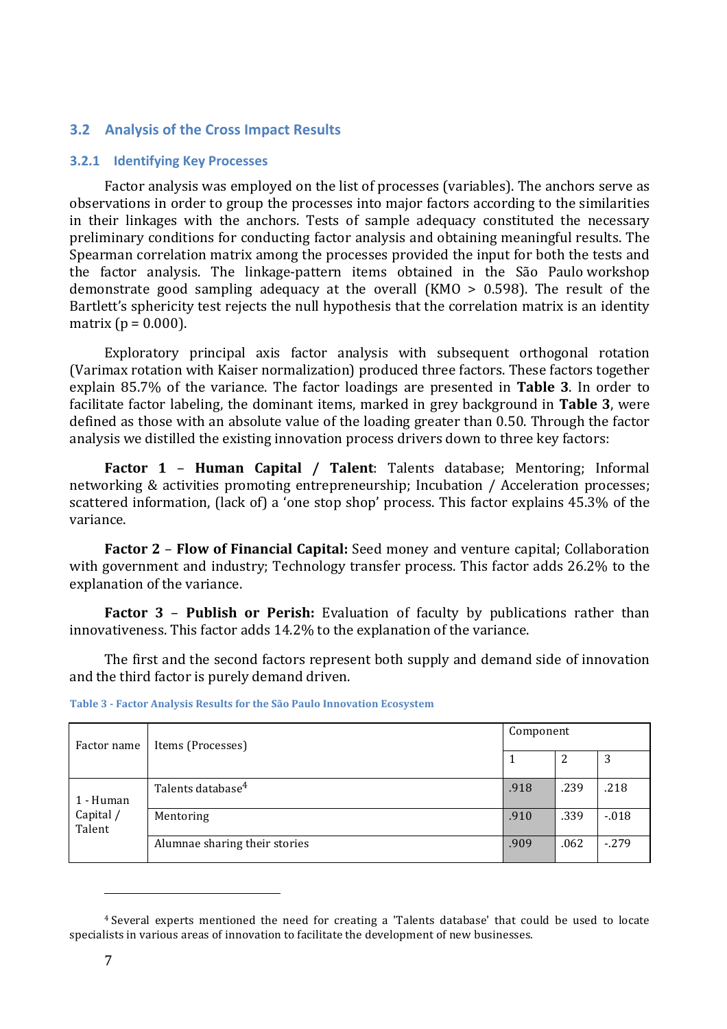## 3.2 Analysis of the Cross Impact Results

### 3.2.1 Identifying Key Processes

Factor analysis was employed on the list of processes (variables). The anchors serve as observations in order to group the processes into major factors according to the similarities in their linkages with the anchors. Tests of sample adequacy constituted the necessary preliminary conditions for conducting factor analysis and obtaining meaningful results. The Spearman correlation matrix among the processes provided the input for both the tests and the factor analysis. The linkage-pattern items obtained in the São Paulo workshop demonstrate good sampling adequacy at the overall (KMO > 0.598). The result of the Bartlett's sphericity test rejects the null hypothesis that the correlation matrix is an identity matrix (p = 0.000).

Exploratory principal axis factor analysis with subsequent orthogonal rotation (Varimax rotation with Kaiser normalization) produced three factors. These factors together explain 85.7% of the variance. The factor loadings are presented in **Table 3**. In order to facilitate factor labeling, the dominant items, marked in grey background in **Table 3**, were defined as those with an absolute value of the loading greater than 0.50. Through the factor analysis we distilled the existing innovation process drivers down to three key factors:

**Factor 1 – Human Capital / Talent**: Talents database; Mentoring; Informal networking & activities promoting entrepreneurship; Incubation / Acceleration processes; scattered information, (lack of) a 'one stop shop' process. This factor explains 45.3% of the variance.

**Factor 2 – Flow of Financial Capital:** Seed money and venture capital; Collaboration with government and industry; Technology transfer process. This factor adds 26.2% to the explanation of the variance.

**Factor 3 – Publish or Perish:** Evaluation of faculty by publications rather than innovativeness. This factor adds 14.2% to the explanation of the variance.

The first and the second factors represent both supply and demand side of innovation and the third factor is purely demand driven.

Table 3 - Factor Analysis Results for the São Paulo Innovation Ecosystem

| Factor name | Items (Processes) | Component | | |
|---|---|---|---|---|
| | | 1 | 2 | 3 |
| 1 - Human Capital / Talent | Talents database[4] | .918 | .239 | .218 |
| | Mentoring | .910 | .339 | -.018 |
| | Alumnae sharing their stories | .909 | .062 | -.279 |

[4] Several experts mentioned the need for creating a 'Talents database' that could be used to locate specialists in various areas of innovation to facilitate the development of new businesses.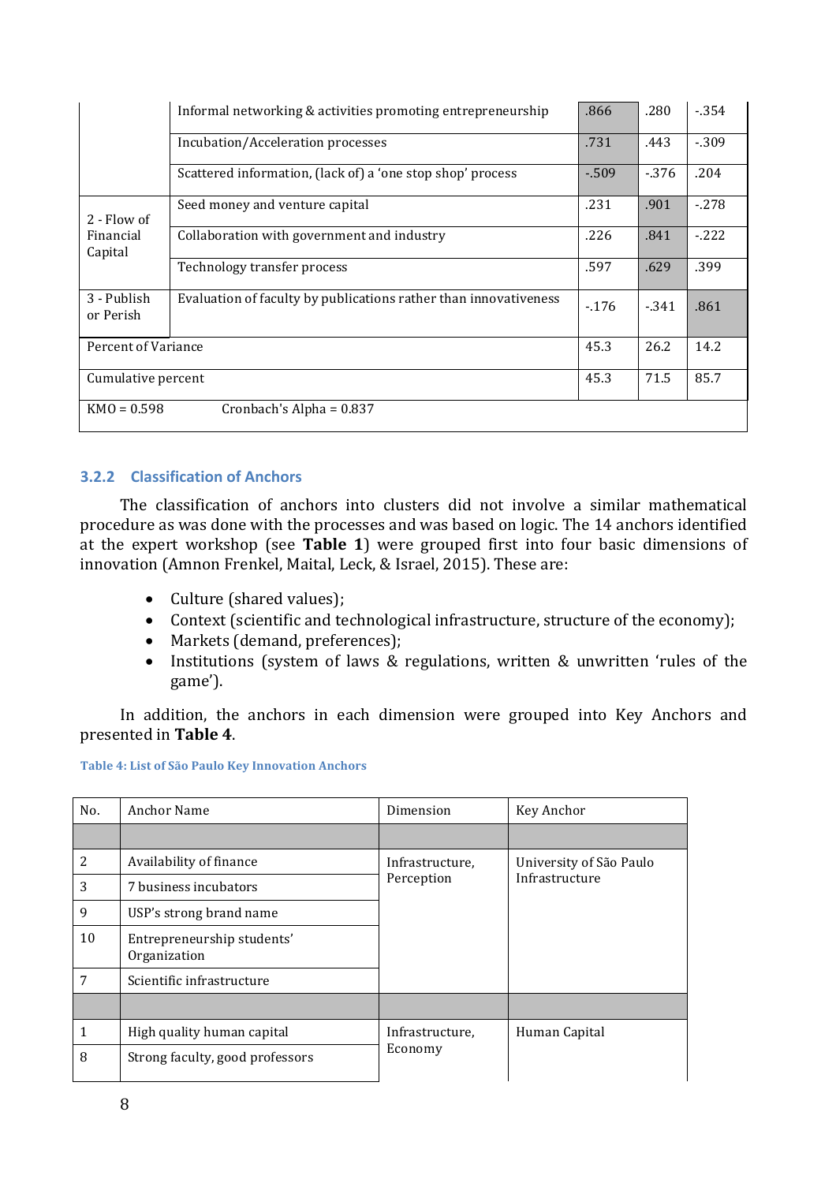| | | | | |
|---|---|---|---|---|
| | Informal networking & activities promoting entrepreneurship | .866 | .280 | -.354 |
| | Incubation/Acceleration processes | .731 | .443 | -.309 |
| | Scattered information, (lack of) a 'one stop shop' process | -.509 | -.376 | .204 |
| 2 - Flow of Financial Capital | Seed money and venture capital | .231 | .901 | -.278 |
| | Collaboration with government and industry | .226 | .841 | -.222 |
| | Technology transfer process | .597 | .629 | .399 |
| 3 - Publish or Perish | Evaluation of faculty by publications rather than innovativeness | -.176 | -.341 | .861 |
| Percent of Variance | | 45.3 | 26.2 | 14.2 |
| Cumulative percent | | 45.3 | 71.5 | 85.7 |
| KMO = 0.598 | Cronbach's Alpha = 0.837 | | | |

### 3.2.2 Classification of Anchors

The classification of anchors into clusters did not involve a similar mathematical procedure as was done with the processes and was based on logic. The 14 anchors identified at the expert workshop (see **Table 1**) were grouped first into four basic dimensions of innovation (Amnon Frenkel, Maital, Leck, & Israel, 2015). These are:

- Culture (shared values);
- Context (scientific and technological infrastructure, structure of the economy);
- Markets (demand, preferences);
- Institutions (system of laws & regulations, written & unwritten 'rules of the game').

In addition, the anchors in each dimension were grouped into Key Anchors and presented in **Table 4**.

Table 4: List of São Paulo Key Innovation Anchors

| No. | Anchor Name | Dimension | Key Anchor |
|---|---|---|---|
| | | | |
| 2 | Availability of finance | Infrastructure, Perception | University of São Paulo Infrastructure |
| 3 | 7 business incubators | | |
| 9 | USP's strong brand name | | |
| 10 | Entrepreneurship students' Organization | | |
| 7 | Scientific infrastructure | | |
| | | | |
| 1 | High quality human capital | Infrastructure, Economy | Human Capital |
| 8 | Strong faculty, good professors | | |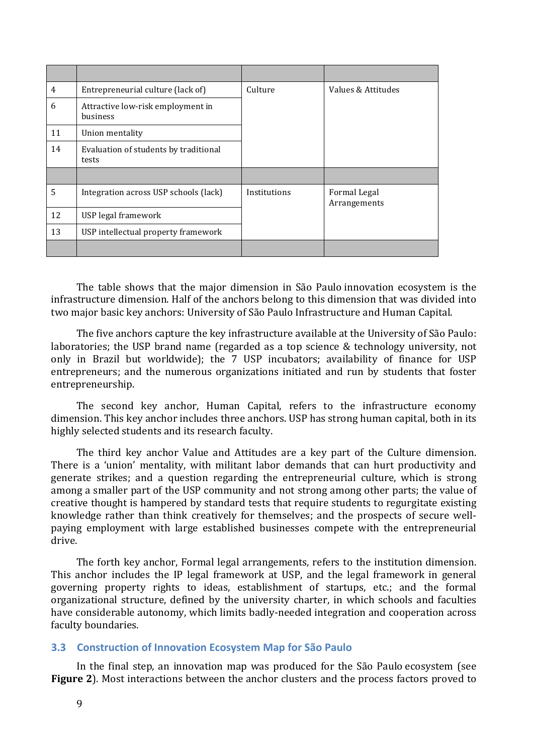| | | | |
|---|---|---|---|
| 4 | Entrepreneurial culture (lack of) | Culture | Values & Attitudes |
| 6 | Attractive low-risk employment in business | | |
| 11 | Union mentality | | |
| 14 | Evaluation of students by traditional tests | | |
| | | | |
| 5 | Integration across USP schools (lack) | Institutions | Formal Legal Arrangements |
| 12 | USP legal framework | | |
| 13 | USP intellectual property framework | | |
| | | | |

The table shows that the major dimension in São Paulo innovation ecosystem is the infrastructure dimension. Half of the anchors belong to this dimension that was divided into two major basic key anchors: University of São Paulo Infrastructure and Human Capital.

The five anchors capture the key infrastructure available at the University of São Paulo: laboratories; the USP brand name (regarded as a top science & technology university, not only in Brazil but worldwide); the 7 USP incubators; availability of finance for USP entrepreneurs; and the numerous organizations initiated and run by students that foster entrepreneurship.

The second key anchor, Human Capital, refers to the infrastructure economy dimension. This key anchor includes three anchors. USP has strong human capital, both in its highly selected students and its research faculty.

The third key anchor Value and Attitudes are a key part of the Culture dimension. There is a 'union' mentality, with militant labor demands that can hurt productivity and generate strikes; and a question regarding the entrepreneurial culture, which is strong among a smaller part of the USP community and not strong among other parts; the value of creative thought is hampered by standard tests that require students to regurgitate existing knowledge rather than think creatively for themselves; and the prospects of secure well-paying employment with large established businesses compete with the entrepreneurial drive.

The forth key anchor, Formal legal arrangements, refers to the institution dimension. This anchor includes the IP legal framework at USP, and the legal framework in general governing property rights to ideas, establishment of startups, etc.; and the formal organizational structure, defined by the university charter, in which schools and faculties have considerable autonomy, which limits badly-needed integration and cooperation across faculty boundaries.

### 3.3 Construction of Innovation Ecosystem Map for São Paulo

In the final step, an innovation map was produced for the São Paulo ecosystem (see **Figure 2**). Most interactions between the anchor clusters and the process factors proved to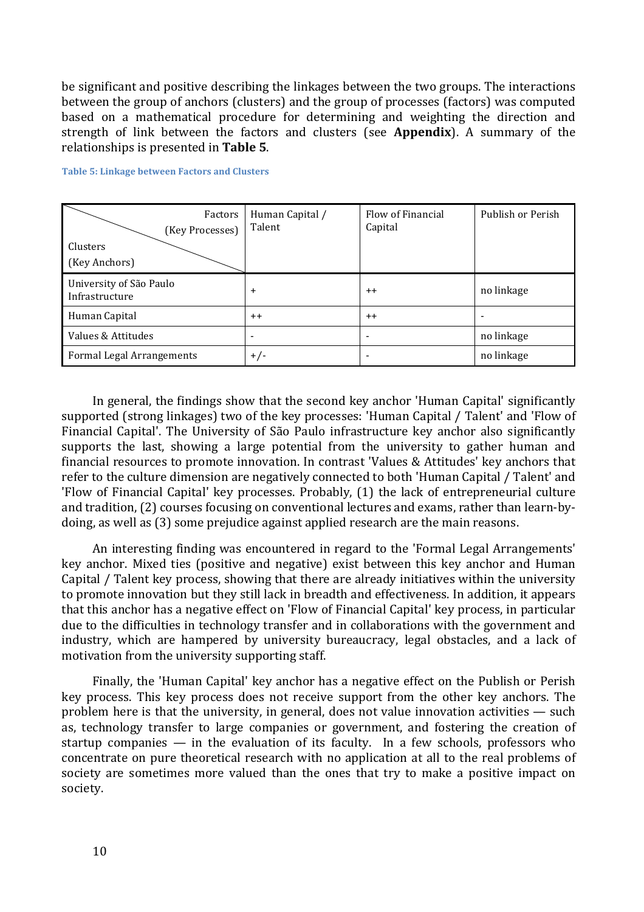be significant and positive describing the linkages between the two groups. The interactions between the group of anchors (clusters) and the group of processes (factors) was computed based on a mathematical procedure for determining and weighting the direction and strength of link between the factors and clusters (see **Appendix**). A summary of the relationships is presented in **Table 5**.

**Table 5: Linkage between Factors and Clusters**

| Factors (Key Processes) / Clusters (Key Anchors) | Human Capital / Talent | Flow of Financial Capital | Publish or Perish |
|---|---|---|---|
| University of São Paulo Infrastructure | + | ++ | no linkage |
| Human Capital | ++ | ++ | - |
| Values & Attitudes | - | - | no linkage |
| Formal Legal Arrangements | +/- | - | no linkage |

In general, the findings show that the second key anchor 'Human Capital' significantly supported (strong linkages) two of the key processes: 'Human Capital / Talent' and 'Flow of Financial Capital'. The University of São Paulo infrastructure key anchor also significantly supports the last, showing a large potential from the university to gather human and financial resources to promote innovation. In contrast 'Values & Attitudes' key anchors that refer to the culture dimension are negatively connected to both 'Human Capital / Talent' and 'Flow of Financial Capital' key processes. Probably, (1) the lack of entrepreneurial culture and tradition, (2) courses focusing on conventional lectures and exams, rather than learn-by-doing, as well as (3) some prejudice against applied research are the main reasons.

An interesting finding was encountered in regard to the 'Formal Legal Arrangements' key anchor. Mixed ties (positive and negative) exist between this key anchor and Human Capital / Talent key process, showing that there are already initiatives within the university to promote innovation but they still lack in breadth and effectiveness. In addition, it appears that this anchor has a negative effect on 'Flow of Financial Capital' key process, in particular due to the difficulties in technology transfer and in collaborations with the government and industry, which are hampered by university bureaucracy, legal obstacles, and a lack of motivation from the university supporting staff.

Finally, the 'Human Capital' key anchor has a negative effect on the Publish or Perish key process. This key process does not receive support from the other key anchors. The problem here is that the university, in general, does not value innovation activities — such as, technology transfer to large companies or government, and fostering the creation of startup companies — in the evaluation of its faculty. In a few schools, professors who concentrate on pure theoretical research with no application at all to the real problems of society are sometimes more valued than the ones that try to make a positive impact on society.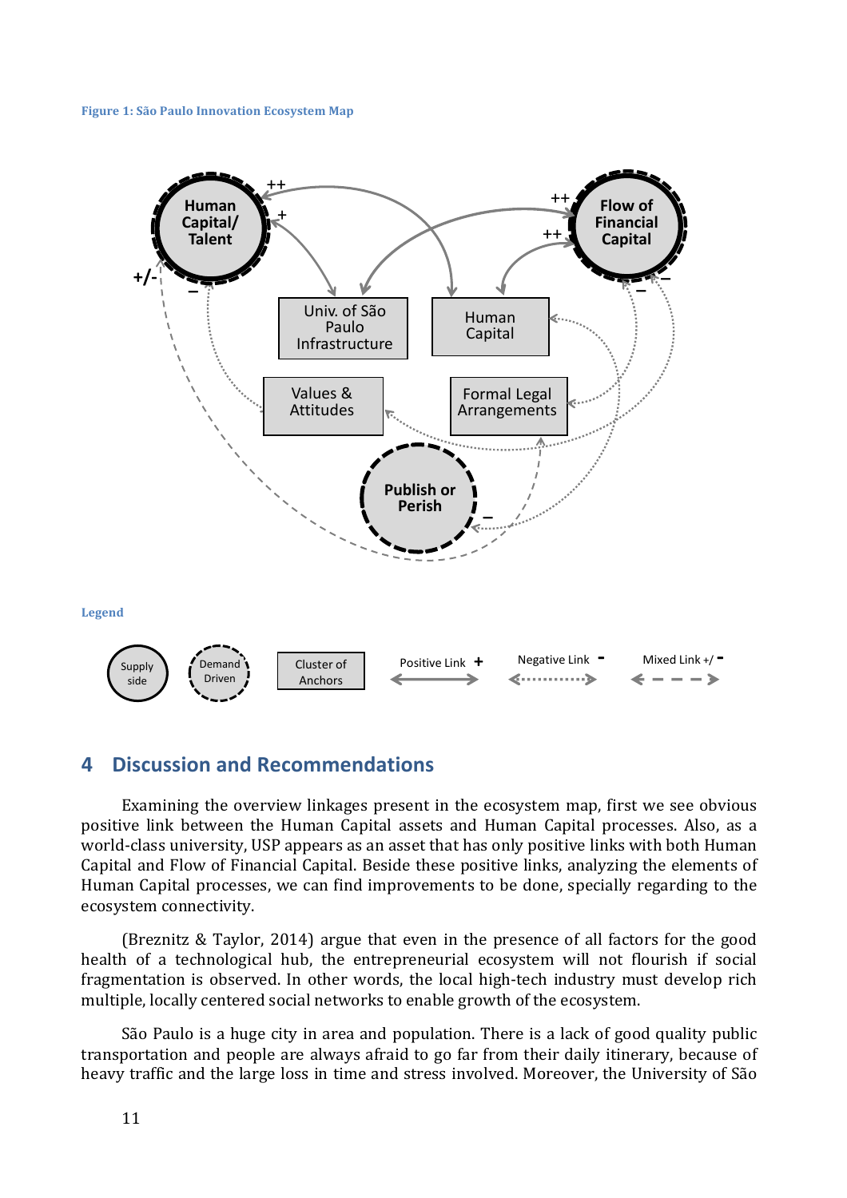**Figure 1: São Paulo Innovation Ecosystem Map**

**Legend**

## 4 Discussion and Recommendations

Examining the overview linkages present in the ecosystem map, first we see obvious positive link between the Human Capital assets and Human Capital processes. Also, as a world-class university, USP appears as an asset that has only positive links with both Human Capital and Flow of Financial Capital. Beside these positive links, analyzing the elements of Human Capital processes, we can find improvements to be done, specially regarding to the ecosystem connectivity.

(Breznitz & Taylor, 2014) argue that even in the presence of all factors for the good health of a technological hub, the entrepreneurial ecosystem will not flourish if social fragmentation is observed. In other words, the local high-tech industry must develop rich multiple, locally centered social networks to enable growth of the ecosystem.

São Paulo is a huge city in area and population. There is a lack of good quality public transportation and people are always afraid to go far from their daily itinerary, because of heavy traffic and the large loss in time and stress involved. Moreover, the University of São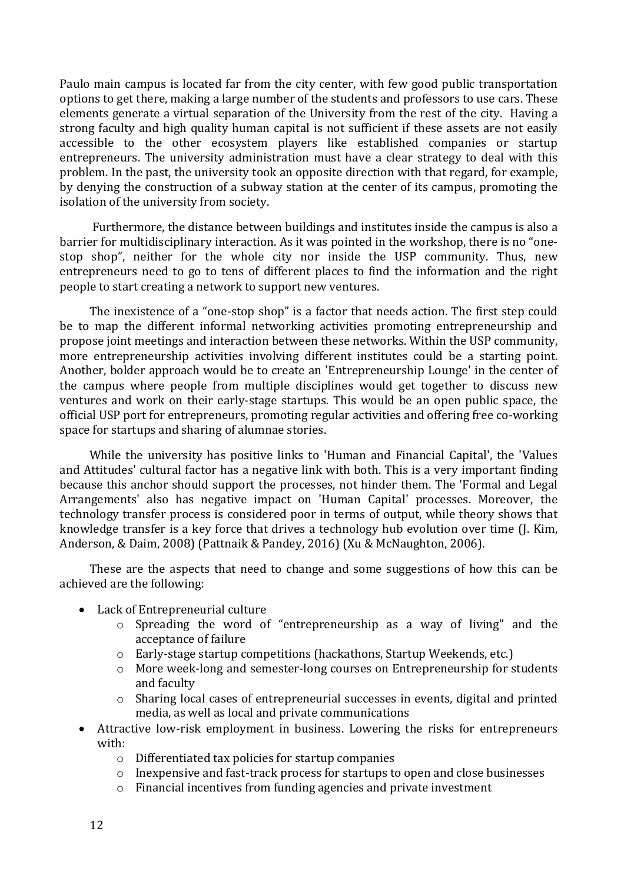Paulo main campus is located far from the city center, with few good public transportation options to get there, making a large number of the students and professors to use cars. These elements generate a virtual separation of the University from the rest of the city. Having a strong faculty and high quality human capital is not sufficient if these assets are not easily accessible to the other ecosystem players like established companies or startup entrepreneurs. The university administration must have a clear strategy to deal with this problem. In the past, the university took an opposite direction with that regard, for example, by denying the construction of a subway station at the center of its campus, promoting the isolation of the university from society.

Furthermore, the distance between buildings and institutes inside the campus is also a barrier for multidisciplinary interaction. As it was pointed in the workshop, there is no "one-stop shop", neither for the whole city nor inside the USP community. Thus, new entrepreneurs need to go to tens of different places to find the information and the right people to start creating a network to support new ventures.

The inexistence of a "one-stop shop" is a factor that needs action. The first step could be to map the different informal networking activities promoting entrepreneurship and propose joint meetings and interaction between these networks. Within the USP community, more entrepreneurship activities involving different institutes could be a starting point. Another, bolder approach would be to create an 'Entrepreneurship Lounge' in the center of the campus where people from multiple disciplines would get together to discuss new ventures and work on their early-stage startups. This would be an open public space, the official USP port for entrepreneurs, promoting regular activities and offering free co-working space for startups and sharing of alumnae stories.

While the university has positive links to 'Human and Financial Capital', the 'Values and Attitudes' cultural factor has a negative link with both. This is a very important finding because this anchor should support the processes, not hinder them. The 'Formal and Legal Arrangements' also has negative impact on 'Human Capital' processes. Moreover, the technology transfer process is considered poor in terms of output, while theory shows that knowledge transfer is a key force that drives a technology hub evolution over time (J. Kim, Anderson, & Daim, 2008) (Pattnaik & Pandey, 2016) (Xu & McNaughton, 2006).

These are the aspects that need to change and some suggestions of how this can be achieved are the following:

- Lack of Entrepreneurial culture
  - Spreading the word of "entrepreneurship as a way of living" and the acceptance of failure
  - Early-stage startup competitions (hackathons, Startup Weekends, etc.)
  - More week-long and semester-long courses on Entrepreneurship for students and faculty
  - Sharing local cases of entrepreneurial successes in events, digital and printed media, as well as local and private communications
- Attractive low-risk employment in business. Lowering the risks for entrepreneurs with:
  - Differentiated tax policies for startup companies
  - Inexpensive and fast-track process for startups to open and close businesses
  - Financial incentives from funding agencies and private investment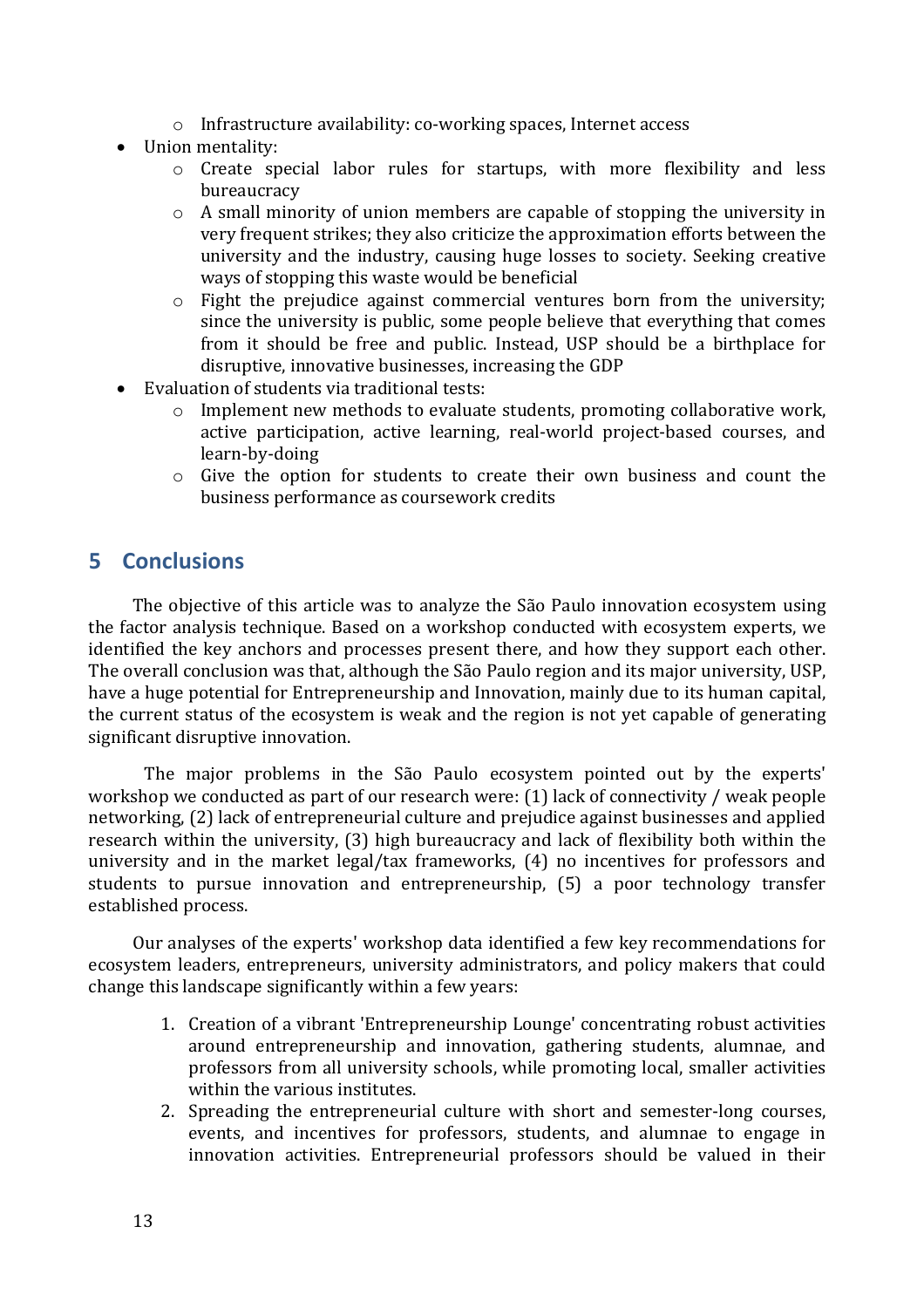- Infrastructure availability: co-working spaces, Internet access
- Union mentality:
    - Create special labor rules for startups, with more flexibility and less bureaucracy
    - A small minority of union members are capable of stopping the university in very frequent strikes; they also criticize the approximation efforts between the university and the industry, causing huge losses to society. Seeking creative ways of stopping this waste would be beneficial
    - Fight the prejudice against commercial ventures born from the university; since the university is public, some people believe that everything that comes from it should be free and public. Instead, USP should be a birthplace for disruptive, innovative businesses, increasing the GDP
- Evaluation of students via traditional tests:
    - Implement new methods to evaluate students, promoting collaborative work, active participation, active learning, real-world project-based courses, and learn-by-doing
    - Give the option for students to create their own business and count the business performance as coursework credits

## 5 Conclusions

The objective of this article was to analyze the São Paulo innovation ecosystem using the factor analysis technique. Based on a workshop conducted with ecosystem experts, we identified the key anchors and processes present there, and how they support each other. The overall conclusion was that, although the São Paulo region and its major university, USP, have a huge potential for Entrepreneurship and Innovation, mainly due to its human capital, the current status of the ecosystem is weak and the region is not yet capable of generating significant disruptive innovation.

The major problems in the São Paulo ecosystem pointed out by the experts' workshop we conducted as part of our research were: (1) lack of connectivity / weak people networking, (2) lack of entrepreneurial culture and prejudice against businesses and applied research within the university, (3) high bureaucracy and lack of flexibility both within the university and in the market legal/tax frameworks, (4) no incentives for professors and students to pursue innovation and entrepreneurship, (5) a poor technology transfer established process.

Our analyses of the experts' workshop data identified a few key recommendations for ecosystem leaders, entrepreneurs, university administrators, and policy makers that could change this landscape significantly within a few years:

1. Creation of a vibrant 'Entrepreneurship Lounge' concentrating robust activities around entrepreneurship and innovation, gathering students, alumnae, and professors from all university schools, while promoting local, smaller activities within the various institutes.
2. Spreading the entrepreneurial culture with short and semester-long courses, events, and incentives for professors, students, and alumnae to engage in innovation activities. Entrepreneurial professors should be valued in their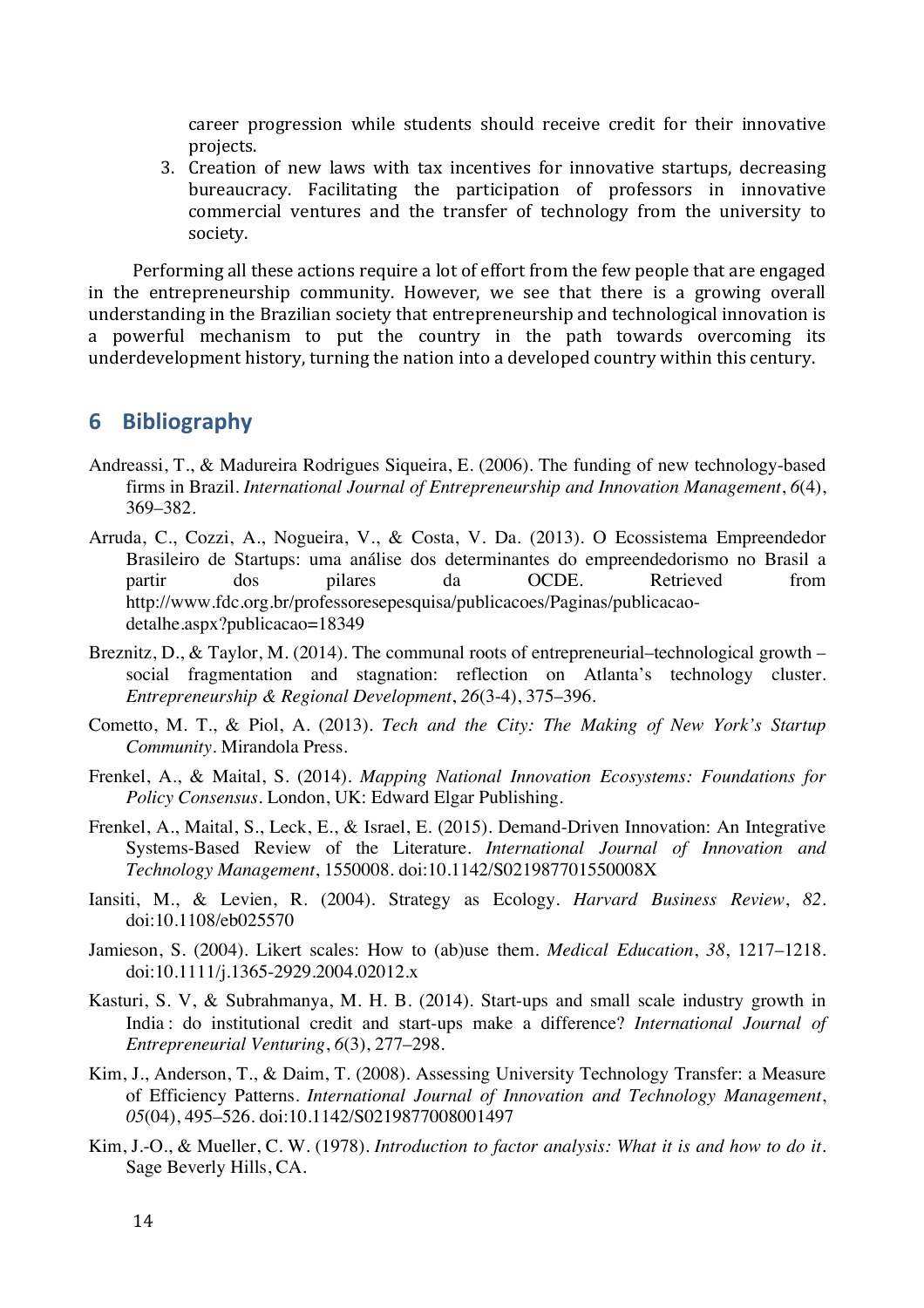career progression while students should receive credit for their innovative projects.

3. Creation of new laws with tax incentives for innovative startups, decreasing bureaucracy. Facilitating the participation of professors in innovative commercial ventures and the transfer of technology from the university to society.

Performing all these actions require a lot of effort from the few people that are engaged in the entrepreneurship community. However, we see that there is a growing overall understanding in the Brazilian society that entrepreneurship and technological innovation is a powerful mechanism to put the country in the path towards overcoming its underdevelopment history, turning the nation into a developed country within this century.

## 6 Bibliography

Andreassi, T., & Madureira Rodrigues Siqueira, E. (2006). The funding of new technology-based firms in Brazil. *International Journal of Entrepreneurship and Innovation Management*, *6*(4), 369–382.

Arruda, C., Cozzi, A., Nogueira, V., & Costa, V. Da. (2013). O Ecossistema Empreendedor Brasileiro de Startups: uma análise dos determinantes do empreendedorismo no Brasil a partir dos pilares da OCDE. Retrieved from http://www.fdc.org.br/professoresepesquisa/publicacoes/Paginas/publicacao-detalhe.aspx?publicacao=18349

Breznitz, D., & Taylor, M. (2014). The communal roots of entrepreneurial–technological growth – social fragmentation and stagnation: reflection on Atlanta's technology cluster. *Entrepreneurship & Regional Development*, *26*(3-4), 375–396.

Cometto, M. T., & Piol, A. (2013). *Tech and the City: The Making of New York's Startup Community*. Mirandola Press.

Frenkel, A., & Maital, S. (2014). *Mapping National Innovation Ecosystems: Foundations for Policy Consensus*. London, UK: Edward Elgar Publishing.

Frenkel, A., Maital, S., Leck, E., & Israel, E. (2015). Demand-Driven Innovation: An Integrative Systems-Based Review of the Literature. *International Journal of Innovation and Technology Management*, 1550008. doi:10.1142/S021987701550008X

Iansiti, M., & Levien, R. (2004). Strategy as Ecology. *Harvard Business Review*, *82*. doi:10.1108/eb025570

Jamieson, S. (2004). Likert scales: How to (ab)use them. *Medical Education*, *38*, 1217–1218. doi:10.1111/j.1365-2929.2004.02012.x

Kasturi, S. V, & Subrahmanya, M. H. B. (2014). Start-ups and small scale industry growth in India : do institutional credit and start-ups make a difference? *International Journal of Entrepreneurial Venturing*, *6*(3), 277–298.

Kim, J., Anderson, T., & Daim, T. (2008). Assessing University Technology Transfer: a Measure of Efficiency Patterns. *International Journal of Innovation and Technology Management*, *05*(04), 495–526. doi:10.1142/S0219877008001497

Kim, J.-O., & Mueller, C. W. (1978). *Introduction to factor analysis: What it is and how to do it*. Sage Beverly Hills, CA.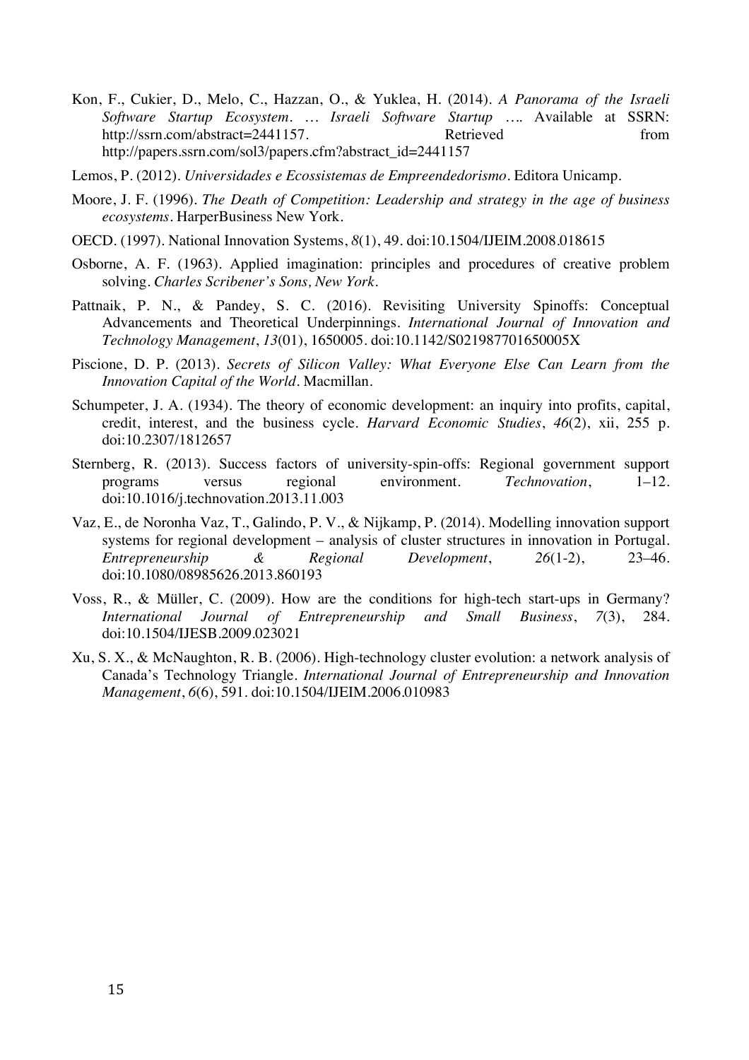Kon, F., Cukier, D., Melo, C., Hazzan, O., & Yuklea, H. (2014). *A Panorama of the Israeli Software Startup Ecosystem. … Israeli Software Startup ….* Available at SSRN: http://ssrn.com/abstract=2441157. Retrieved from http://papers.ssrn.com/sol3/papers.cfm?abstract_id=2441157

Lemos, P. (2012). *Universidades e Ecossistemas de Empreendedorismo*. Editora Unicamp.

Moore, J. F. (1996). *The Death of Competition: Leadership and strategy in the age of business ecosystems*. HarperBusiness New York.

OECD. (1997). National Innovation Systems, *8*(1), 49. doi:10.1504/IJEIM.2008.018615

Osborne, A. F. (1963). Applied imagination: principles and procedures of creative problem solving. *Charles Scribener's Sons, New York*.

Pattnaik, P. N., & Pandey, S. C. (2016). Revisiting University Spinoffs: Conceptual Advancements and Theoretical Underpinnings. *International Journal of Innovation and Technology Management*, *13*(01), 1650005. doi:10.1142/S021987701650005X

Piscione, D. P. (2013). *Secrets of Silicon Valley: What Everyone Else Can Learn from the Innovation Capital of the World*. Macmillan.

Schumpeter, J. A. (1934). The theory of economic development: an inquiry into profits, capital, credit, interest, and the business cycle. *Harvard Economic Studies*, *46*(2), xii, 255 p. doi:10.2307/1812657

Sternberg, R. (2013). Success factors of university-spin-offs: Regional government support programs versus regional environment. *Technovation*, 1–12. doi:10.1016/j.technovation.2013.11.003

Vaz, E., de Noronha Vaz, T., Galindo, P. V., & Nijkamp, P. (2014). Modelling innovation support systems for regional development – analysis of cluster structures in innovation in Portugal. *Entrepreneurship & Regional Development*, *26*(1-2), 23–46. doi:10.1080/08985626.2013.860193

Voss, R., & Müller, C. (2009). How are the conditions for high-tech start-ups in Germany? *International Journal of Entrepreneurship and Small Business*, *7*(3), 284. doi:10.1504/IJESB.2009.023021

Xu, S. X., & McNaughton, R. B. (2006). High-technology cluster evolution: a network analysis of Canada's Technology Triangle. *International Journal of Entrepreneurship and Innovation Management*, *6*(6), 591. doi:10.1504/IJEIM.2006.010983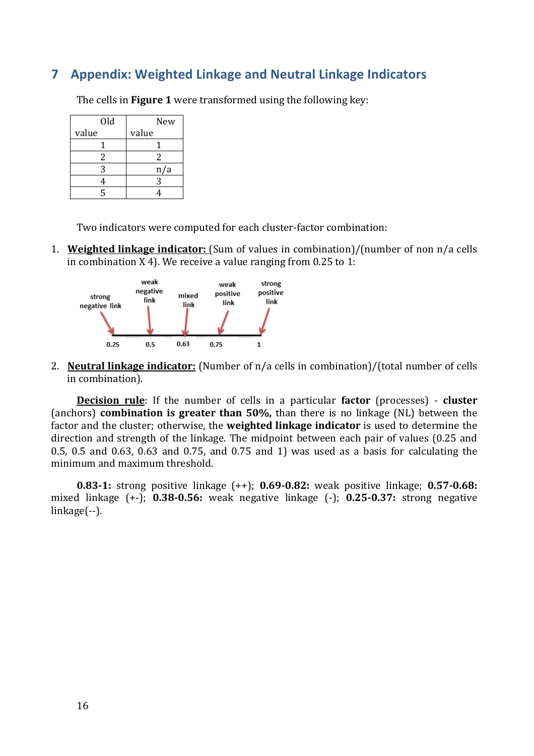## 7 Appendix: Weighted Linkage and Neutral Linkage Indicators

The cells in **Figure 1** were transformed using the following key:

| Old value | New value |
|---|---|
| 1 | 1 |
| 2 | 2 |
| 3 | n/a |
| 4 | 3 |
| 5 | 4 |

Two indicators were computed for each cluster-factor combination:

1. **Weighted linkage indicator:** (Sum of values in combination)/(number of non n/a cells in combination X 4). We receive a value ranging from 0.25 to 1:

strong negative link
weak negative link
mixed link
weak positive link
strong positive link

0.25
0.5
0.63
0.75
1

2. **Neutral linkage indicator:** (Number of n/a cells in combination)/(total number of cells in combination).

**Decision rule**: If the number of cells in a particular **factor** (processes) - **cluster** (anchors) **combination is greater than 50%,** than there is no linkage (NL) between the factor and the cluster; otherwise, the **weighted linkage indicator** is used to determine the direction and strength of the linkage. The midpoint between each pair of values (0.25 and 0.5, 0.5 and 0.63, 0.63 and 0.75, and 0.75 and 1) was used as a basis for calculating the minimum and maximum threshold.

**0.83-1:** strong positive linkage (++); **0.69-0.82:** weak positive linkage; **0.57-0.68:** mixed linkage (+-); **0.38-0.56:** weak negative linkage (-); **0.25-0.37:** strong negative linkage(--).